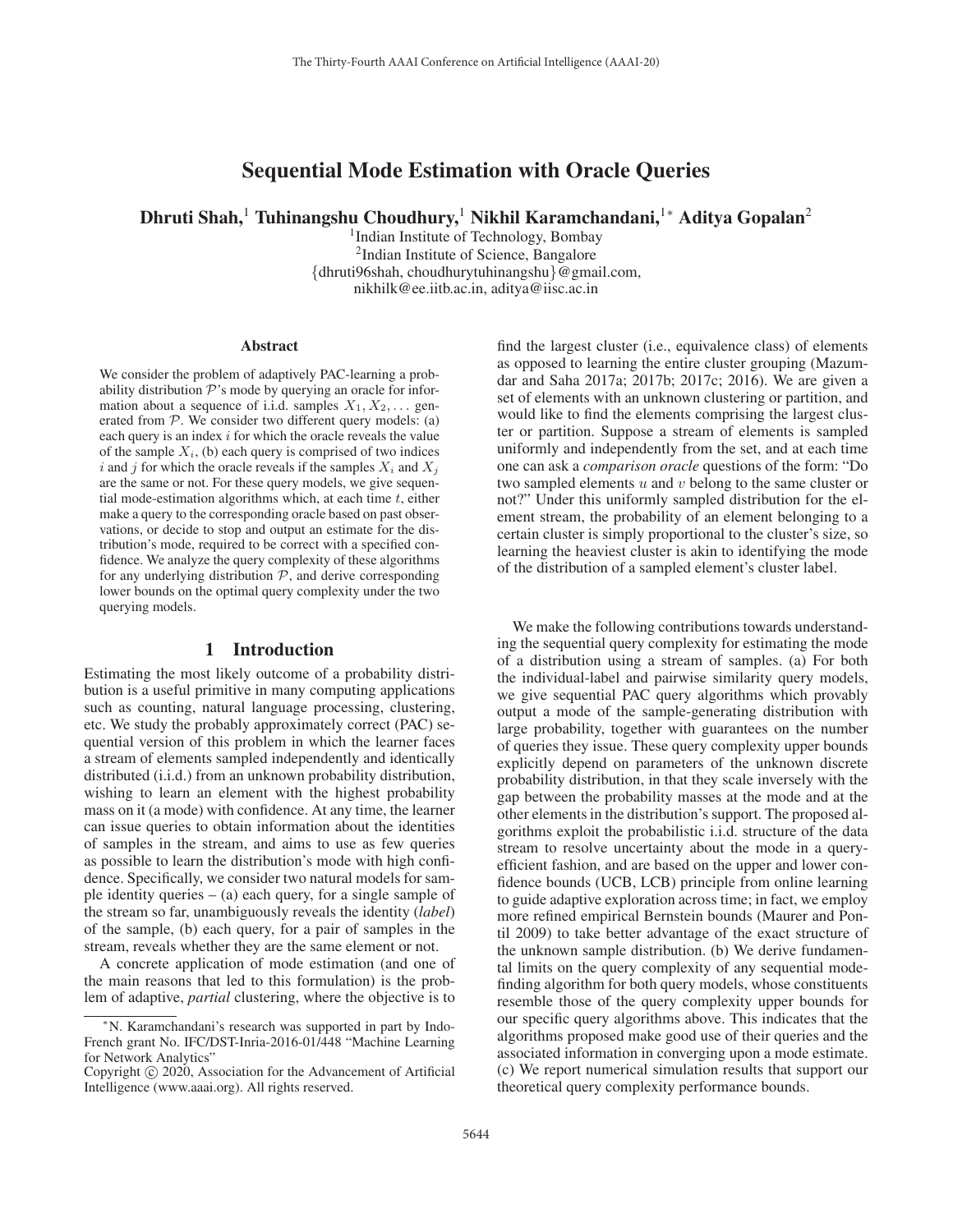# Sequential Mode Estimation with Oracle Queries

**Dhruti Shah,[1] Tuhinangshu Choudhury,[1] Nikhil Karamchandani,[1*] Aditya Gopalan[2]**

[1]Indian Institute of Technology, Bombay
[2]Indian Institute of Science, Bangalore
{dhruti96shah, choudhurytuhinangshu}@gmail.com,
nikhilk@ee.iitb.ac.in, aditya@iisc.ac.in

## Abstract

We consider the problem of adaptively PAC-learning a probability distribution $\mathcal{P}$'s mode by querying an oracle for information about a sequence of i.i.d. samples $X_1, X_2, \ldots$ generated from $\mathcal{P}$. We consider two different query models: (a) each query is an index $i$ for which the oracle reveals the value of the sample $X_i$, (b) each query is comprised of two indices $i$ and $j$ for which the oracle reveals if the samples $X_i$ and $X_j$ are the same or not. For these query models, we give sequential mode-estimation algorithms which, at each time $t$, either make a query to the corresponding oracle based on past observations, or decide to stop and output an estimate for the distribution's mode, required to be correct with a specified confidence. We analyze the query complexity of these algorithms for any underlying distribution $\mathcal{P}$, and derive corresponding lower bounds on the optimal query complexity under the two querying models.

## 1 Introduction

Estimating the most likely outcome of a probability distribution is a useful primitive in many computing applications such as counting, natural language processing, clustering, etc. We study the probably approximately correct (PAC) sequential version of this problem in which the learner faces a stream of elements sampled independently and identically distributed (i.i.d.) from an unknown probability distribution, wishing to learn an element with the highest probability mass on it (a mode) with confidence. At any time, the learner can issue queries to obtain information about the identities of samples in the stream, and aims to use as few queries as possible to learn the distribution's mode with high confidence. Specifically, we consider two natural models for sample identity queries – (a) each query, for a single sample of the stream so far, unambiguously reveals the identity (*label*) of the sample, (b) each query, for a pair of samples in the stream, reveals whether they are the same element or not.

A concrete application of mode estimation (and one of the main reasons that led to this formulation) is the problem of adaptive, *partial* clustering, where the objective is to find the largest cluster (i.e., equivalence class) of elements as opposed to learning the entire cluster grouping (Mazumdar and Saha 2017a; 2017b; 2017c; 2016). We are given a set of elements with an unknown clustering or partition, and would like to find the elements comprising the largest cluster or partition. Suppose a stream of elements is sampled uniformly and independently from the set, and at each time one can ask a *comparison oracle* questions of the form: "Do two sampled elements $u$ and $v$ belong to the same cluster or not?" Under this uniformly sampled distribution for the element stream, the probability of an element belonging to a certain cluster is simply proportional to the cluster's size, so learning the heaviest cluster is akin to identifying the mode of the distribution of a sampled element's cluster label.

We make the following contributions towards understanding the sequential query complexity for estimating the mode of a distribution using a stream of samples. (a) For both the individual-label and pairwise similarity query models, we give sequential PAC query algorithms which provably output a mode of the sample-generating distribution with large probability, together with guarantees on the number of queries they issue. These query complexity upper bounds explicitly depend on parameters of the unknown discrete probability distribution, in that they scale inversely with the gap between the probability masses at the mode and at the other elements in the distribution's support. The proposed algorithms exploit the probabilistic i.i.d. structure of the data stream to resolve uncertainty about the mode in a query-efficient fashion, and are based on the upper and lower confidence bounds (UCB, LCB) principle from online learning to guide adaptive exploration across time; in fact, we employ more refined empirical Bernstein bounds (Maurer and Pontil 2009) to take better advantage of the exact structure of the unknown sample distribution. (b) We derive fundamental limits on the query complexity of any sequential mode-finding algorithm for both query models, whose constituents resemble those of the query complexity upper bounds for our specific query algorithms above. This indicates that the algorithms proposed make good use of their queries and the associated information in converging upon a mode estimate. (c) We report numerical simulation results that support our theoretical query complexity performance bounds.

---

*N. Karamchandani's research was supported in part by Indo-French grant No. IFC/DST-Inria-2016-01/448 "Machine Learning for Network Analytics"

Copyright © 2020, Association for the Advancement of Artificial Intelligence (www.aaai.org). All rights reserved.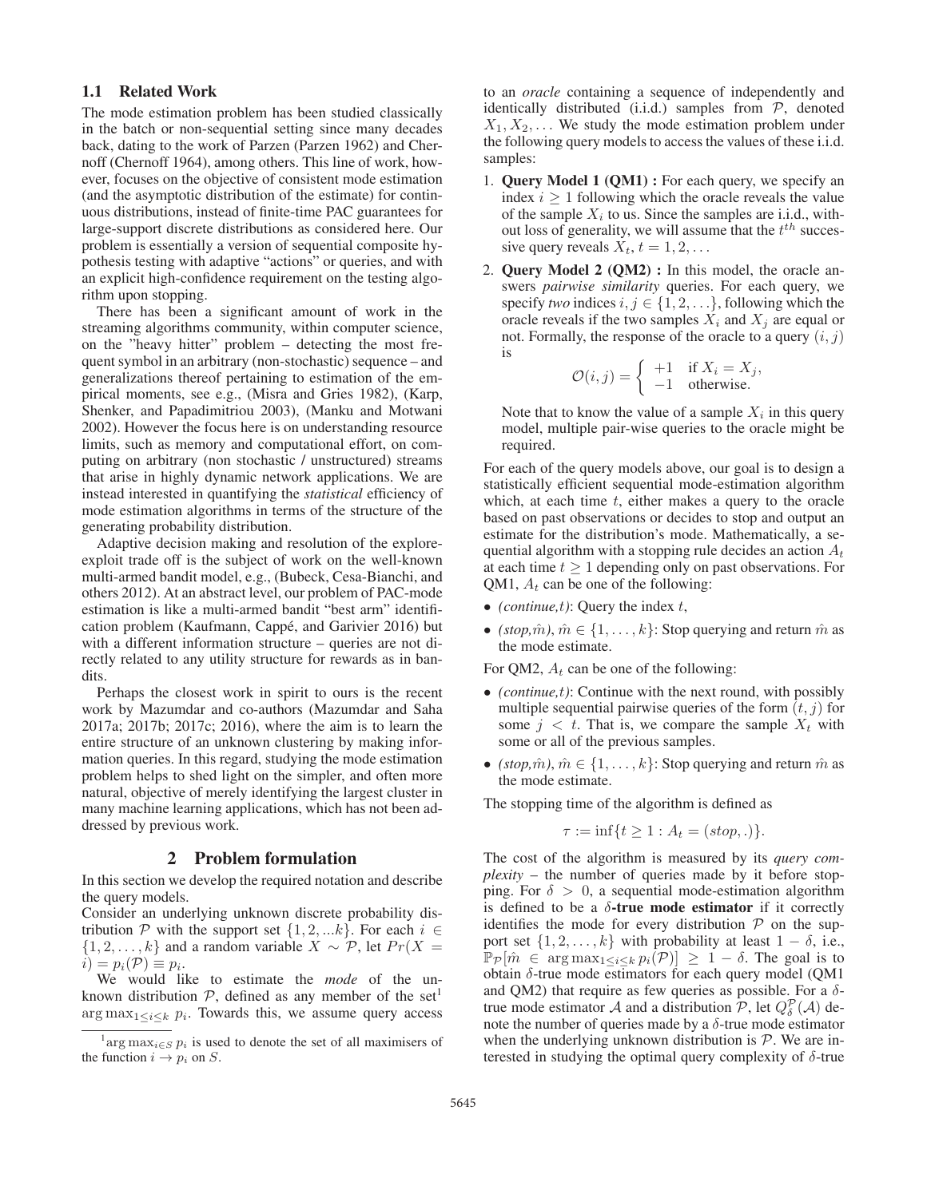### 1.1 Related Work

The mode estimation problem has been studied classically in the batch or non-sequential setting since many decades back, dating to the work of Parzen (Parzen 1962) and Chernoff (Chernoff 1964), among others. This line of work, however, focuses on the objective of consistent mode estimation (and the asymptotic distribution of the estimate) for continuous distributions, instead of finite-time PAC guarantees for large-support discrete distributions as considered here. Our problem is essentially a version of sequential composite hypothesis testing with adaptive "actions" or queries, and with an explicit high-confidence requirement on the testing algorithm upon stopping.

There has been a significant amount of work in the streaming algorithms community, within computer science, on the "heavy hitter" problem – detecting the most frequent symbol in an arbitrary (non-stochastic) sequence – and generalizations thereof pertaining to estimation of the empirical moments, see e.g., (Misra and Gries 1982), (Karp, Shenker, and Papadimitriou 2003), (Manku and Motwani 2002). However the focus here is on understanding resource limits, such as memory and computational effort, on computing on arbitrary (non stochastic / unstructured) streams that arise in highly dynamic network applications. We are instead interested in quantifying the *statistical* efficiency of mode estimation algorithms in terms of the structure of the generating probability distribution.

Adaptive decision making and resolution of the explore-exploit trade off is the subject of work on the well-known multi-armed bandit model, e.g., (Bubeck, Cesa-Bianchi, and others 2012). At an abstract level, our problem of PAC-mode estimation is like a multi-armed bandit "best arm" identification problem (Kaufmann, Cappé, and Garivier 2016) but with a different information structure – queries are not directly related to any utility structure for rewards as in bandits.

Perhaps the closest work in spirit to ours is the recent work by Mazumdar and co-authors (Mazumdar and Saha 2017a; 2017b; 2017c; 2016), where the aim is to learn the entire structure of an unknown clustering by making information queries. In this regard, studying the mode estimation problem helps to shed light on the simpler, and often more natural, objective of merely identifying the largest cluster in many machine learning applications, which has not been addressed by previous work.

## 2 Problem formulation

In this section we develop the required notation and describe the query models.

Consider an underlying unknown discrete probability distribution $\mathcal{P}$ with the support set $\{1, 2, ...k\}$. For each $i \in \{1, 2, \ldots, k\}$ and a random variable $X \sim \mathcal{P}$, let $Pr(X = i) = p_i(\mathcal{P}) \equiv p_i$.

We would like to estimate the *mode* of the unknown distribution $\mathcal{P}$, defined as any member of the set[1] $\arg\max_{1 \le i \le k} p_i$. Towards this, we assume query access to an *oracle* containing a sequence of independently and identically distributed (i.i.d.) samples from $\mathcal{P}$, denoted $X_1, X_2, \ldots$ We study the mode estimation problem under the following query models to access the values of these i.i.d. samples:

1. **Query Model 1 (QM1) :** For each query, we specify an index $i \ge 1$ following which the oracle reveals the value of the sample $X_i$ to us. Since the samples are i.i.d., without loss of generality, we will assume that the $t^{th}$ successive query reveals $X_t, t = 1, 2, \ldots$
2. **Query Model 2 (QM2) :** In this model, the oracle answers *pairwise similarity* queries. For each query, we specify *two* indices $i, j \in \{1, 2, \ldots\}$, following which the oracle reveals if the two samples $X_i$ and $X_j$ are equal or not. Formally, the response of the oracle to a query $(i, j)$ is

$$\mathcal{O}(i,j) = \begin{cases} +1 & \text{if } X_i = X_j, \\ -1 & \text{otherwise.} \end{cases}$$

   Note that to know the value of a sample $X_i$ in this query model, multiple pair-wise queries to the oracle might be required.

For each of the query models above, our goal is to design a statistically efficient sequential mode-estimation algorithm which, at each time $t$, either makes a query to the oracle based on past observations or decides to stop and output an estimate for the distribution's mode. Mathematically, a sequential algorithm with a stopping rule decides an action $A_t$ at each time $t \ge 1$ depending only on past observations. For QM1, $A_t$ can be one of the following:

- *(continue,t)*: Query the index $t$,
- *(stop,$\hat{m}$)*, $\hat{m} \in \{1, \ldots, k\}$: Stop querying and return $\hat{m}$ as the mode estimate.

For QM2, $A_t$ can be one of the following:

- *(continue,t)*: Continue with the next round, with possibly multiple sequential pairwise queries of the form $(t, j)$ for some $j < t$. That is, we compare the sample $X_t$ with some or all of the previous samples.
- *(stop,$\hat{m}$)*, $\hat{m} \in \{1, \ldots, k\}$: Stop querying and return $\hat{m}$ as the mode estimate.

The stopping time of the algorithm is defined as

$$\tau := \inf\{t \ge 1 : A_t = (stop, .)\}.$$

The cost of the algorithm is measured by its *query complexity* – the number of queries made by it before stopping. For $\delta > 0$, a sequential mode-estimation algorithm is defined to be a $\delta$**-true mode estimator** if it correctly identifies the mode for every distribution $\mathcal{P}$ on the support set $\{1, 2, \ldots, k\}$ with probability at least $1 - \delta$, i.e., $\mathbb{P}_{\mathcal{P}}[\hat{m} \in \arg\max_{1 \le i \le k} p_i(\mathcal{P})] \ge 1 - \delta$. The goal is to obtain $\delta$-true mode estimators for each query model (QM1 and QM2) that require as few queries as possible. For a $\delta$-true mode estimator $\mathcal{A}$ and a distribution $\mathcal{P}$, let $Q_\delta^{\mathcal{P}}(\mathcal{A})$ denote the number of queries made by a $\delta$-true mode estimator when the underlying unknown distribution is $\mathcal{P}$. We are interested in studying the optimal query complexity of $\delta$-true

[1] $\arg\max_{i \in S} p_i$ is used to denote the set of all maximisers of the function $i \to p_i$ on $S$.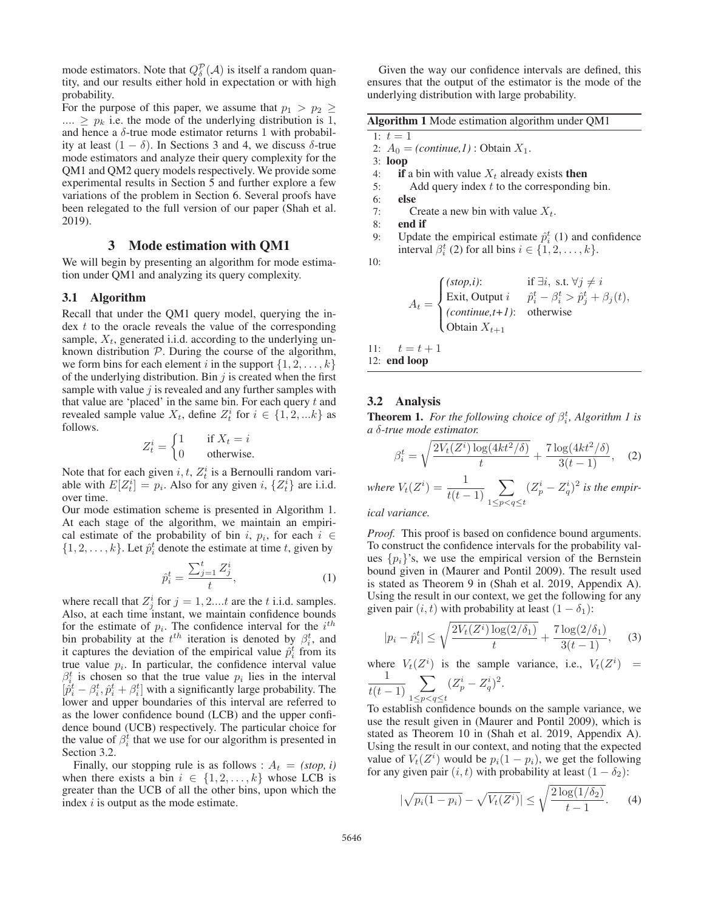mode estimators. Note that $Q_\delta^{\mathcal{P}}(\mathcal{A})$ is itself a random quantity, and our results either hold in expectation or with high probability.

For the purpose of this paper, we assume that $p_1 > p_2 \geq \ldots \geq p_k$ i.e. the mode of the underlying distribution is 1, and hence a $\delta$-true mode estimator returns 1 with probability at least $(1-\delta)$. In Sections 3 and 4, we discuss $\delta$-true mode estimators and analyze their query complexity for the QM1 and QM2 query models respectively. We provide some experimental results in Section 5 and further explore a few variations of the problem in Section 6. Several proofs have been relegated to the full version of our paper (Shah et al. 2019).

## 3 Mode estimation with QM1

We will begin by presenting an algorithm for mode estimation under QM1 and analyzing its query complexity.

### 3.1 Algorithm

Recall that under the QM1 query model, querying the index $t$ to the oracle reveals the value of the corresponding sample, $X_t$, generated i.i.d. according to the underlying unknown distribution $\mathcal{P}$. During the course of the algorithm, we form bins for each element $i$ in the support $\{1, 2, \ldots, k\}$ of the underlying distribution. Bin $j$ is created when the first sample with value $j$ is revealed and any further samples with that value are 'placed' in the same bin. For each query $t$ and revealed sample value $X_t$, define $Z_t^i$ for $i \in \{1, 2, \ldots k\}$ as follows.

$$Z_t^i = \begin{cases} 1 & \text{if } X_t = i \\ 0 & \text{otherwise.} \end{cases}$$

Note that for each given $i, t$, $Z_t^i$ is a Bernoulli random variable with $E[Z_t^i] = p_i$. Also for any given $i$, $\{Z_t^i\}$ are i.i.d. over time.

Our mode estimation scheme is presented in Algorithm 1. At each stage of the algorithm, we maintain an empirical estimate of the probability of bin $i$, $p_i$, for each $i \in \{1, 2, \ldots, k\}$. Let $\hat{p}_i^t$ denote the estimate at time $t$, given by

$$\hat{p}_i^t = \frac{\sum_{j=1}^{t} Z_j^i}{t}, \tag{1}$$

where recall that $Z_j^i$ for $j = 1, 2 \ldots t$ are the $t$ i.i.d. samples. Also, at each time instant, we maintain confidence bounds for the estimate of $p_i$. The confidence interval for the $i^{th}$ bin probability at the $t^{th}$ iteration is denoted by $\beta_i^t$, and it captures the deviation of the empirical value $\hat{p}_i^t$ from its true value $p_i$. In particular, the confidence interval value $\beta_i^t$ is chosen so that the true value $p_i$ lies in the interval $[\hat{p}_i^t - \beta_i^t, \hat{p}_i^t + \beta_i^t]$ with a significantly large probability. The lower and upper boundaries of this interval are referred to as the lower confidence bound (LCB) and the upper confidence bound (UCB) respectively. The particular choice for the value of $\beta_i^t$ that we use for our algorithm is presented in Section 3.2.

Finally, our stopping rule is as follows : $A_t =$ *(stop, i)* when there exists a bin $i \in \{1, 2, \ldots, k\}$ whose LCB is greater than the UCB of all the other bins, upon which the index $i$ is output as the mode estimate.

Given the way our confidence intervals are defined, this ensures that the output of the estimator is the mode of the underlying distribution with large probability.

**Algorithm 1** Mode estimation algorithm under QM1

```
1: t = 1
2: A_0 = (continue,1) : Obtain X_1.
3: loop
4:   if a bin with value X_t already exists then
5:     Add query index t to the corresponding bin.
6:   else
7:     Create a new bin with value X_t.
8:   end if
9:   Update the empirical estimate p̂_i^t (1) and confidence
     interval β_i^t (2) for all bins i ∈ {1, 2, ..., k}.
10:
11:  t = t + 1
12: end loop
```

Step 10:

$$A_t = \begin{cases} \textit{(stop,i)}\text{: Exit, Output } i & \text{if } \exists i, \text{ s.t. } \forall j \neq i \;\; \hat{p}_i^t - \beta_i^t > \hat{p}_j^t + \beta_j(t), \\ \textit{(continue,t+1)}\text{: Obtain } X_{t+1} & \text{otherwise} \end{cases}$$

### 3.2 Analysis

**Theorem 1.** *For the following choice of $\beta_i^t$, Algorithm 1 is a $\delta$-true mode estimator.*

$$\beta_i^t = \sqrt{\frac{2V_t(Z^i)\log(4kt^2/\delta)}{t}} + \frac{7\log(4kt^2/\delta)}{3(t-1)}, \tag{2}$$

*where $V_t(Z^i) = \frac{1}{t(t-1)} \sum_{1 \leq p < q \leq t} (Z_p^i - Z_q^i)^2$ is the empirical variance.*

*Proof.* This proof is based on confidence bound arguments. To construct the confidence intervals for the probability values $\{p_i\}$'s, we use the empirical version of the Bernstein bound given in (Maurer and Pontil 2009). The result used is stated as Theorem 9 in (Shah et al. 2019, Appendix A). Using the result in our context, we get the following for any given pair $(i, t)$ with probability at least $(1-\delta_1)$:

$$|p_i - \hat{p}_i^t| \leq \sqrt{\frac{2V_t(Z^i)\log(2/\delta_1)}{t}} + \frac{7\log(2/\delta_1)}{3(t-1)}, \tag{3}$$

where $V_t(Z^i)$ is the sample variance, i.e., $V_t(Z^i) = \frac{1}{t(t-1)} \sum_{1 \leq p < q \leq t} (Z_p^i - Z_q^i)^2$.

To establish confidence bounds on the sample variance, we use the result given in (Maurer and Pontil 2009), which is stated as Theorem 10 in (Shah et al. 2019, Appendix A). Using the result in our context, and noting that the expected value of $V_t(Z^i)$ would be $p_i(1-p_i)$, we get the following for any given pair $(i, t)$ with probability at least $(1-\delta_2)$:

$$|\sqrt{p_i(1-p_i)} - \sqrt{V_t(Z^i)}| \leq \sqrt{\frac{2\log(1/\delta_2)}{t-1}}. \tag{4}$$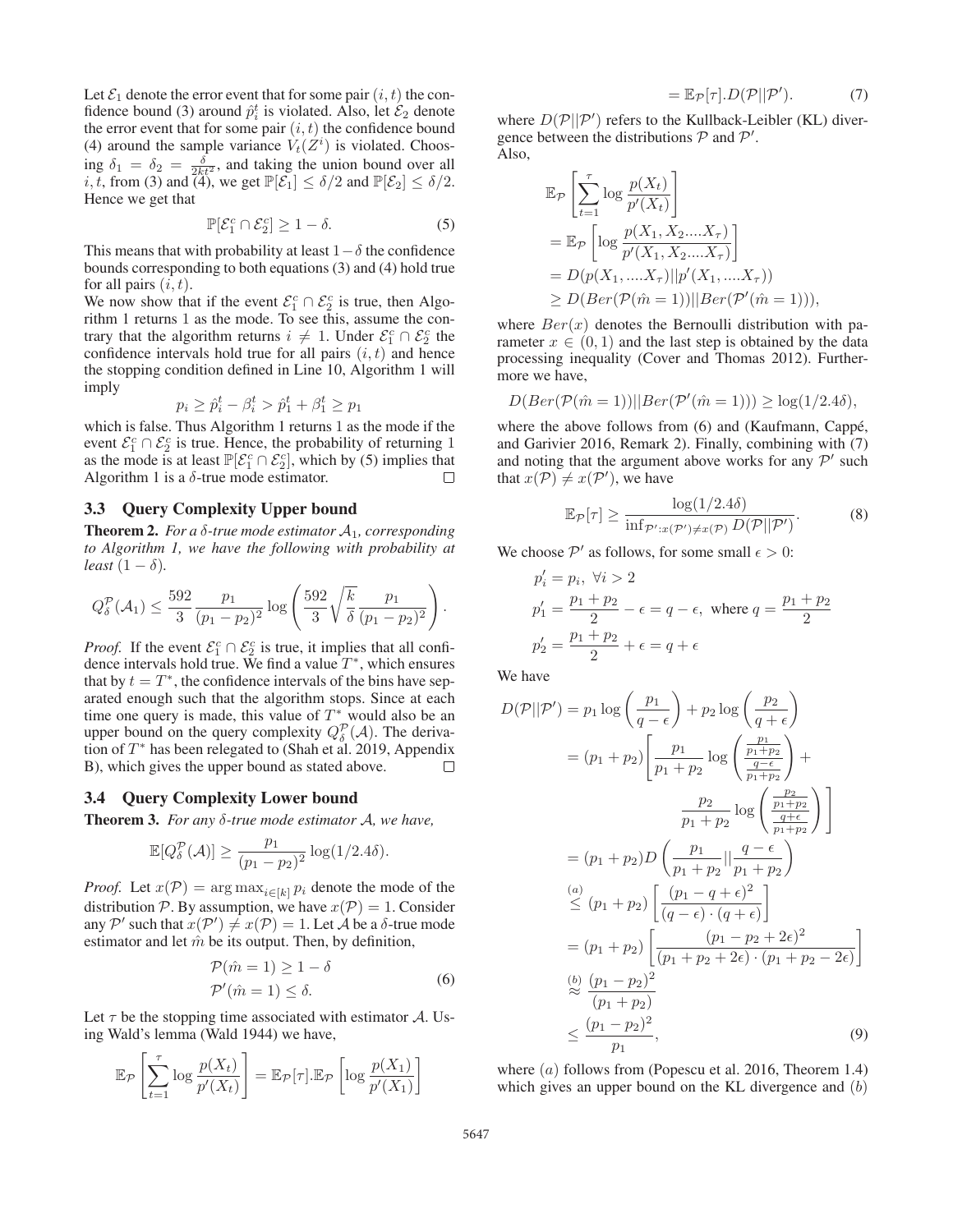Let $\mathcal{E}_1$ denote the error event that for some pair $(i,t)$ the confidence bound (3) around $\hat{p}_i^t$ is violated. Also, let $\mathcal{E}_2$ denote the error event that for some pair $(i,t)$ the confidence bound (4) around the sample variance $V_t(Z^i)$ is violated. Choosing $\delta_1 = \delta_2 = \frac{\delta}{2kt^2}$, and taking the union bound over all $i, t$, from (3) and (4), we get $\mathbb{P}[\mathcal{E}_1] \leq \delta/2$ and $\mathbb{P}[\mathcal{E}_2] \leq \delta/2$. Hence we get that

$$\mathbb{P}[\mathcal{E}_1^c \cap \mathcal{E}_2^c] \geq 1 - \delta. \tag{5}$$

This means that with probability at least $1-\delta$ the confidence bounds corresponding to both equations (3) and (4) hold true for all pairs $(i,t)$.

We now show that if the event $\mathcal{E}_1^c \cap \mathcal{E}_2^c$ is true, then Algorithm 1 returns 1 as the mode. To see this, assume the contrary that the algorithm returns $i \neq 1$. Under $\mathcal{E}_1^c \cap \mathcal{E}_2^c$ the confidence intervals hold true for all pairs $(i,t)$ and hence the stopping condition defined in Line 10, Algorithm 1 will imply

$$p_i \geq \hat{p}_i^t - \beta_i^t > \hat{p}_1^t + \beta_1^t \geq p_1$$

which is false. Thus Algorithm 1 returns 1 as the mode if the event $\mathcal{E}_1^c \cap \mathcal{E}_2^c$ is true. Hence, the probability of returning 1 as the mode is at least $\mathbb{P}[\mathcal{E}_1^c \cap \mathcal{E}_2^c]$, which by (5) implies that Algorithm 1 is a $\delta$-true mode estimator. □

### 3.3 Query Complexity Upper bound

**Theorem 2.** *For a $\delta$-true mode estimator $\mathcal{A}_1$, corresponding to Algorithm 1, we have the following with probability at least $(1-\delta)$.*

$$Q_\delta^{\mathcal{P}}(\mathcal{A}_1) \leq \frac{592}{3} \frac{p_1}{(p_1 - p_2)^2} \log\left(\frac{592}{3}\sqrt{\frac{k}{\delta}} \frac{p_1}{(p_1-p_2)^2}\right).$$

*Proof.* If the event $\mathcal{E}_1^c \cap \mathcal{E}_2^c$ is true, it implies that all confidence intervals hold true. We find a value $T^*$, which ensures that by $t = T^*$, the confidence intervals of the bins have separated enough such that the algorithm stops. Since at each time one query is made, this value of $T^*$ would also be an upper bound on the query complexity $Q_\delta^{\mathcal{P}}(\mathcal{A})$. The derivation of $T^*$ has been relegated to (Shah et al. 2019, Appendix B), which gives the upper bound as stated above. □

### 3.4 Query Complexity Lower bound

**Theorem 3.** *For any $\delta$-true mode estimator $\mathcal{A}$, we have,*

$$\mathbb{E}[Q_\delta^{\mathcal{P}}(\mathcal{A})] \geq \frac{p_1}{(p_1-p_2)^2} \log(1/2.4\delta).$$

*Proof.* Let $x(\mathcal{P}) = \arg\max_{i \in [k]} p_i$ denote the mode of the distribution $\mathcal{P}$. By assumption, we have $x(\mathcal{P}) = 1$. Consider any $\mathcal{P}'$ such that $x(\mathcal{P}') \neq x(\mathcal{P}) = 1$. Let $\mathcal{A}$ be a $\delta$-true mode estimator and let $\hat{m}$ be its output. Then, by definition,

$$\begin{aligned} \mathcal{P}(\hat{m} = 1) &\geq 1 - \delta \\ \mathcal{P}'(\hat{m} = 1) &\leq \delta. \end{aligned} \tag{6}$$

Let $\tau$ be the stopping time associated with estimator $\mathcal{A}$. Using Wald's lemma (Wald 1944) we have,

$$\begin{aligned} \mathbb{E}_{\mathcal{P}}\left[\sum_{t=1}^{\tau} \log \frac{p(X_t)}{p'(X_t)}\right] &= \mathbb{E}_{\mathcal{P}}[\tau].\mathbb{E}_{\mathcal{P}}\left[\log \frac{p(X_1)}{p'(X_1)}\right] \\ &= \mathbb{E}_{\mathcal{P}}[\tau].D(\mathcal{P}||\mathcal{P}'). \end{aligned} \tag{7}$$

where $D(\mathcal{P}||\mathcal{P}')$ refers to the Kullback-Leibler (KL) divergence between the distributions $\mathcal{P}$ and $\mathcal{P}'$.
Also,

$$\begin{aligned} &\mathbb{E}_{\mathcal{P}}\left[\sum_{t=1}^{\tau} \log \frac{p(X_t)}{p'(X_t)}\right] \\ &= \mathbb{E}_{\mathcal{P}}\left[\log \frac{p(X_1, X_2....X_\tau)}{p'(X_1, X_2....X_\tau)}\right] \\ &= D(p(X_1, ....X_\tau)||p'(X_1, ....X_\tau)) \\ &\geq D(Ber(\mathcal{P}(\hat{m}=1))||Ber(\mathcal{P}'(\hat{m}=1))), \end{aligned}$$

where $Ber(x)$ denotes the Bernoulli distribution with parameter $x \in (0,1)$ and the last step is obtained by the data processing inequality (Cover and Thomas 2012). Furthermore we have,

$$D(Ber(\mathcal{P}(\hat{m}=1))||Ber(\mathcal{P}'(\hat{m}=1))) \geq \log(1/2.4\delta),$$

where the above follows from (6) and (Kaufmann, Cappé, and Garivier 2016, Remark 2). Finally, combining with (7) and noting that the argument above works for any $\mathcal{P}'$ such that $x(\mathcal{P}) \neq x(\mathcal{P}')$, we have

$$\mathbb{E}_{\mathcal{P}}[\tau] \geq \frac{\log(1/2.4\delta)}{\inf_{\mathcal{P}':x(\mathcal{P}') \neq x(\mathcal{P})} D(\mathcal{P}||\mathcal{P}')}. \tag{8}$$

We choose $\mathcal{P}'$ as follows, for some small $\epsilon > 0$:

$$\begin{aligned} p_i' &= p_i, \ \forall i > 2 \\ p_1' &= \frac{p_1 + p_2}{2} - \epsilon = q - \epsilon, \text{ where } q = \frac{p_1+p_2}{2} \\ p_2' &= \frac{p_1+p_2}{2} + \epsilon = q + \epsilon \end{aligned}$$

We have

$$\begin{aligned} D(\mathcal{P}||\mathcal{P}') &= p_1 \log\left(\frac{p_1}{q-\epsilon}\right) + p_2 \log\left(\frac{p_2}{q+\epsilon}\right) \\ &= (p_1+p_2)\Bigg[\frac{p_1}{p_1+p_2}\log\left(\frac{\frac{p_1}{p_1+p_2}}{\frac{q-\epsilon}{p_1+p_2}}\right) + \\ &\qquad \frac{p_2}{p_1+p_2}\log\left(\frac{\frac{p_2}{p_1+p_2}}{\frac{q+\epsilon}{p_1+p_2}}\right)\Bigg] \\ &= (p_1+p_2) D\left(\frac{p_1}{p_1+p_2}||\frac{q-\epsilon}{p_1+p_2}\right) \\ &\overset{(a)}{\leq} (p_1+p_2)\left[\frac{(p_1-q+\epsilon)^2}{(q-\epsilon)\cdot(q+\epsilon)}\right] \\ &= (p_1+p_2)\left[\frac{(p_1-p_2+2\epsilon)^2}{(p_1+p_2+2\epsilon)\cdot(p_1+p_2-2\epsilon)}\right] \\ &\overset{(b)}{\approx} \frac{(p_1-p_2)^2}{(p_1+p_2)} \\ &\leq \frac{(p_1-p_2)^2}{p_1}, \end{aligned} \tag{9}$$

where $(a)$ follows from (Popescu et al. 2016, Theorem 1.4) which gives an upper bound on the KL divergence and $(b)$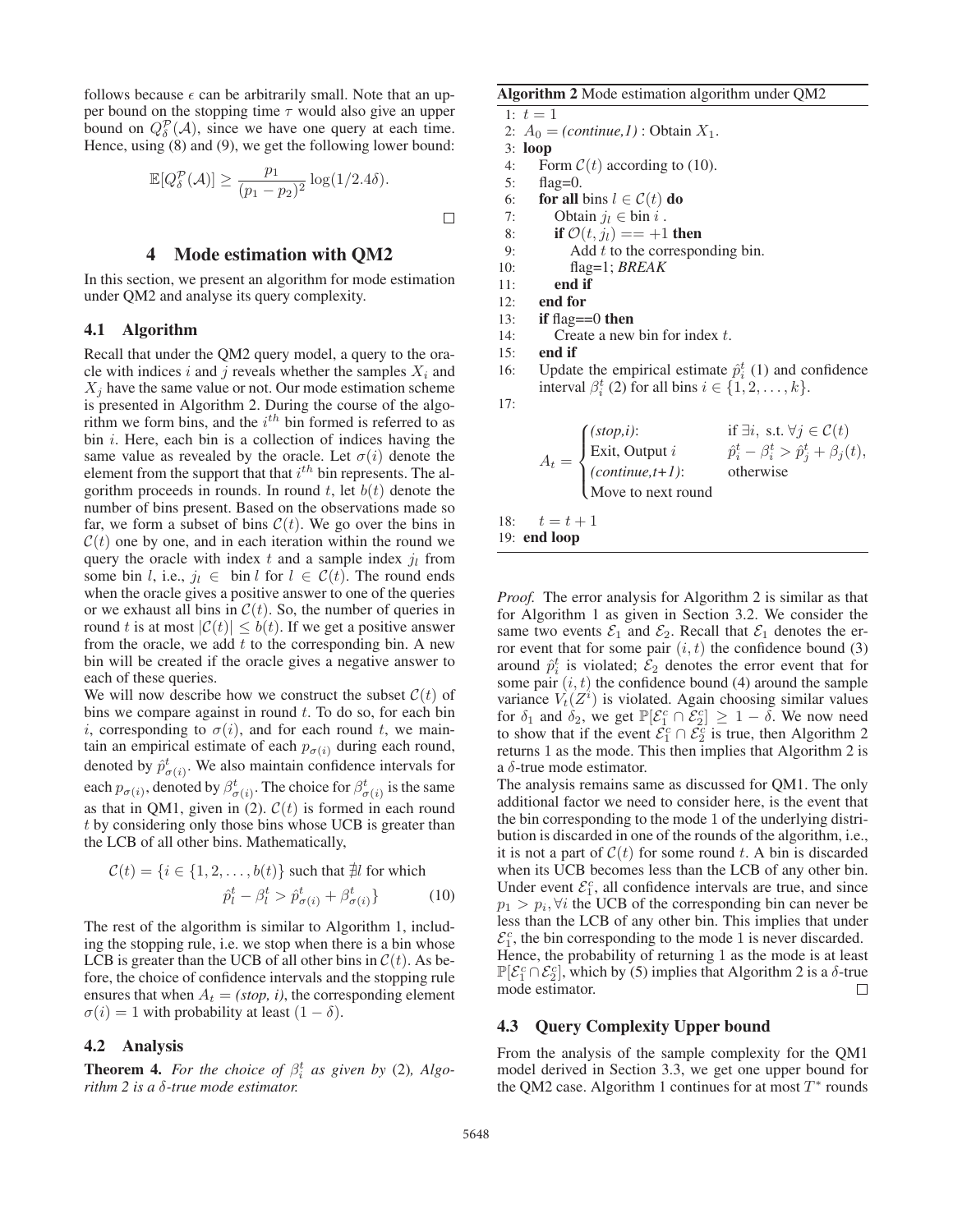follows because $\epsilon$ can be arbitrarily small. Note that an upper bound on the stopping time $\tau$ would also give an upper bound on $Q_\delta^{\mathcal{P}}(\mathcal{A})$, since we have one query at each time. Hence, using (8) and (9), we get the following lower bound:

$$\mathbb{E}[Q_\delta^{\mathcal{P}}(\mathcal{A})] \geq \frac{p_1}{(p_1 - p_2)^2} \log(1/2.4\delta).$$

□

## 4 Mode estimation with QM2

In this section, we present an algorithm for mode estimation under QM2 and analyse its query complexity.

### 4.1 Algorithm

Recall that under the QM2 query model, a query to the oracle with indices $i$ and $j$ reveals whether the samples $X_i$ and $X_j$ have the same value or not. Our mode estimation scheme is presented in Algorithm 2. During the course of the algorithm we form bins, and the $i^{th}$ bin formed is referred to as bin $i$. Here, each bin is a collection of indices having the same value as revealed by the oracle. Let $\sigma(i)$ denote the element from the support that that $i^{th}$ bin represents. The algorithm proceeds in rounds. In round $t$, let $b(t)$ denote the number of bins present. Based on the observations made so far, we form a subset of bins $\mathcal{C}(t)$. We go over the bins in $\mathcal{C}(t)$ one by one, and in each iteration within the round we query the oracle with index $t$ and a sample index $j_l$ from some bin $l$, i.e., $j_l \in$ bin $l$ for $l \in \mathcal{C}(t)$. The round ends when the oracle gives a positive answer to one of the queries or we exhaust all bins in $\mathcal{C}(t)$. So, the number of queries in round $t$ is at most $|\mathcal{C}(t)| \leq b(t)$. If we get a positive answer from the oracle, we add $t$ to the corresponding bin. A new bin will be created if the oracle gives a negative answer to each of these queries.

We will now describe how we construct the subset $\mathcal{C}(t)$ of bins we compare against in round $t$. To do so, for each bin $i$, corresponding to $\sigma(i)$, and for each round $t$, we maintain an empirical estimate of each $p_{\sigma(i)}$ during each round, denoted by $\hat{p}_{\sigma(i)}^t$. We also maintain confidence intervals for each $p_{\sigma(i)}$, denoted by $\beta_{\sigma(i)}^t$. The choice for $\beta_{\sigma(i)}^t$ is the same as that in QM1, given in (2). $\mathcal{C}(t)$ is formed in each round $t$ by considering only those bins whose UCB is greater than the LCB of all other bins. Mathematically,

$$\mathcal{C}(t) = \{i \in \{1, 2, \ldots, b(t)\} \text{ such that } \nexists l \text{ for which } \hat{p}_l^t - \beta_l^t > \hat{p}_{\sigma(i)}^t + \beta_{\sigma(i)}^t\} \tag{10}$$

The rest of the algorithm is similar to Algorithm 1, including the stopping rule, i.e. we stop when there is a bin whose LCB is greater than the UCB of all other bins in $\mathcal{C}(t)$. As before, the choice of confidence intervals and the stopping rule ensures that when $A_t =$ *(stop, i)*, the corresponding element $\sigma(i) = 1$ with probability at least $(1 - \delta)$.

**Algorithm 2** Mode estimation algorithm under QM2

```
1:  t = 1
2:  A_0 = (continue,1) : Obtain X_1.
3:  loop
4:    Form C(t) according to (10).
5:    flag=0.
6:    for all bins l ∈ C(t) do
7:      Obtain j_l ∈ bin i .
8:      if O(t, j_l) == +1 then
9:        Add t to the corresponding bin.
10:       flag=1; BREAK
11:     end if
12:   end for
13:   if flag==0 then
14:     Create a new bin for index t.
15:   end if
16:   Update the empirical estimate p̂_i^t (1) and confidence
      interval β_i^t (2) for all bins i ∈ {1, 2, ..., k}.
17:
```

$$A_t = \begin{cases} \textit{(stop,i)}\text{: Exit, Output } i & \text{if } \exists i, \text{ s.t. } \forall j \in \mathcal{C}(t) \; \hat{p}_i^t - \beta_i^t > \hat{p}_j^t + \beta_j(t), \\ \textit{(continue,t+1)}\text{: Move to next round} & \text{otherwise} \end{cases}$$

```
18:   t = t + 1
19: end loop
```

### 4.2 Analysis

**Theorem 4.** *For the choice of $\beta_i^t$ as given by* (2)*, Algorithm 2 is a $\delta$-true mode estimator.*

*Proof.* The error analysis for Algorithm 2 is similar as that for Algorithm 1 as given in Section 3.2. We consider the same two events $\mathcal{E}_1$ and $\mathcal{E}_2$. Recall that $\mathcal{E}_1$ denotes the error event that for some pair $(i, t)$ the confidence bound (3) around $\hat{p}_i^t$ is violated; $\mathcal{E}_2$ denotes the error event that for some pair $(i, t)$ the confidence bound (4) around the sample variance $V_t(Z^i)$ is violated. Again choosing similar values for $\delta_1$ and $\delta_2$, we get $\mathbb{P}[\mathcal{E}_1^c \cap \mathcal{E}_2^c] \geq 1 - \delta$. We now need to show that if the event $\mathcal{E}_1^c \cap \mathcal{E}_2^c$ is true, then Algorithm 2 returns 1 as the mode. This then implies that Algorithm 2 is a $\delta$-true mode estimator.

The analysis remains same as discussed for QM1. The only additional factor we need to consider here, is the event that the bin corresponding to the mode 1 of the underlying distribution is discarded in one of the rounds of the algorithm, i.e., it is not a part of $\mathcal{C}(t)$ for some round $t$. A bin is discarded when its UCB becomes less than the LCB of any other bin. Under event $\mathcal{E}_1^c$, all confidence intervals are true, and since $p_1 > p_i, \forall i$ the UCB of the corresponding bin can never be less than the LCB of any other bin. This implies that under $\mathcal{E}_1^c$, the bin corresponding to the mode 1 is never discarded. Hence, the probability of returning 1 as the mode is at least $\mathbb{P}[\mathcal{E}_1^c \cap \mathcal{E}_2^c]$, which by (5) implies that Algorithm 2 is a $\delta$-true mode estimator. □

### 4.3 Query Complexity Upper bound

From the analysis of the sample complexity for the QM1 model derived in Section 3.3, we get one upper bound for the QM2 case. Algorithm 1 continues for at most $T^*$ rounds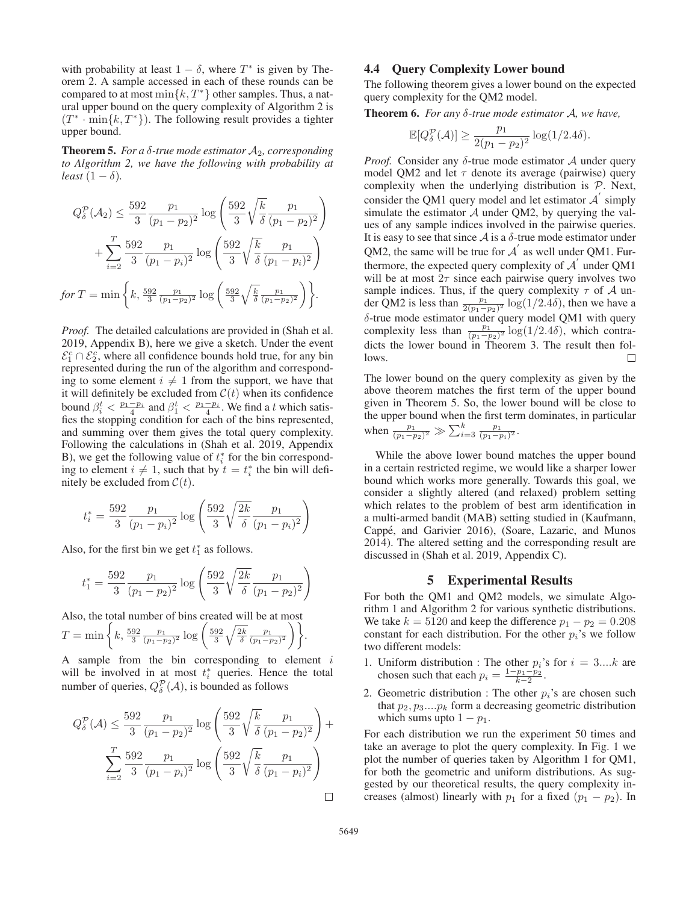with probability at least $1 - \delta$, where $T^*$ is given by Theorem 2. A sample accessed in each of these rounds can be compared to at most $\min\{k, T^*\}$ other samples. Thus, a natural upper bound on the query complexity of Algorithm 2 is $(T^* \cdot \min\{k, T^*\})$. The following result provides a tighter upper bound.

**Theorem 5.** *For a $\delta$-true mode estimator $\mathcal{A}_2$, corresponding to Algorithm 2, we have the following with probability at least $(1 - \delta)$.*

$$Q_\delta^{\mathcal{P}}(\mathcal{A}_2) \leq \frac{592}{3} \frac{p_1}{(p_1 - p_2)^2} \log\left(\frac{592}{3}\sqrt{\frac{k}{\delta}} \frac{p_1}{(p_1 - p_2)^2}\right) + \sum_{i=2}^{T} \frac{592}{3} \frac{p_1}{(p_1 - p_i)^2} \log\left(\frac{592}{3}\sqrt{\frac{k}{\delta}} \frac{p_1}{(p_1 - p_i)^2}\right)$$

*for* $T = \min\left\{k, \frac{592}{3} \frac{p_1}{(p_1 - p_2)^2} \log\left(\frac{592}{3}\sqrt{\frac{k}{\delta}} \frac{p_1}{(p_1 - p_2)^2}\right)\right\}$.

*Proof.* The detailed calculations are provided in (Shah et al. 2019, Appendix B), here we give a sketch. Under the event $\mathcal{E}_1^c \cap \mathcal{E}_2^c$, where all confidence bounds hold true, for any bin represented during the run of the algorithm and corresponding to some element $i \neq 1$ from the support, we have that it will definitely be excluded from $\mathcal{C}(t)$ when its confidence bound $\beta_i^t < \frac{p_1 - p_i}{4}$ and $\beta_1^t < \frac{p_1 - p_i}{4}$. We find a $t$ which satisfies the stopping condition for each of the bins represented, and summing over them gives the total query complexity. Following the calculations in (Shah et al. 2019, Appendix B), we get the following value of $t_i^*$ for the bin corresponding to element $i \neq 1$, such that by $t = t_i^*$ the bin will definitely be excluded from $\mathcal{C}(t)$.

$$t_i^* = \frac{592}{3} \frac{p_1}{(p_1 - p_i)^2} \log\left(\frac{592}{3}\sqrt{\frac{2k}{\delta}} \frac{p_1}{(p_1 - p_i)^2}\right)$$

Also, for the first bin we get $t_1^*$ as follows.

$$t_1^* = \frac{592}{3} \frac{p_1}{(p_1 - p_2)^2} \log\left(\frac{592}{3}\sqrt{\frac{2k}{\delta}} \frac{p_1}{(p_1 - p_2)^2}\right)$$

Also, the total number of bins created will be at most $T = \min\left\{k, \frac{592}{3} \frac{p_1}{(p_1 - p_2)^2} \log\left(\frac{592}{3}\sqrt{\frac{2k}{\delta}} \frac{p_1}{(p_1 - p_2)^2}\right)\right\}$.

A sample from the bin corresponding to element $i$ will be involved in at most $t_i^*$ queries. Hence the total number of queries, $Q_\delta^{\mathcal{P}}(\mathcal{A})$, is bounded as follows

$$Q_\delta^{\mathcal{P}}(\mathcal{A}) \leq \frac{592}{3} \frac{p_1}{(p_1 - p_2)^2} \log\left(\frac{592}{3}\sqrt{\frac{k}{\delta}} \frac{p_1}{(p_1 - p_2)^2}\right) + \sum_{i=2}^{T} \frac{592}{3} \frac{p_1}{(p_1 - p_i)^2} \log\left(\frac{592}{3}\sqrt{\frac{k}{\delta}} \frac{p_1}{(p_1 - p_i)^2}\right)$$

□

### 4.4 Query Complexity Lower bound

The following theorem gives a lower bound on the expected query complexity for the QM2 model.

**Theorem 6.** *For any $\delta$-true mode estimator $\mathcal{A}$, we have,*

$$\mathbb{E}[Q_\delta^{\mathcal{P}}(\mathcal{A})] \geq \frac{p_1}{2(p_1 - p_2)^2} \log(1/2.4\delta).$$

*Proof.* Consider any $\delta$-true mode estimator $\mathcal{A}$ under query model QM2 and let $\tau$ denote its average (pairwise) query complexity when the underlying distribution is $\mathcal{P}$. Next, consider the QM1 query model and let estimator $\mathcal{A}'$ simply simulate the estimator $\mathcal{A}$ under QM2, by querying the values of any sample indices involved in the pairwise queries. It is easy to see that since $\mathcal{A}$ is a $\delta$-true mode estimator under QM2, the same will be true for $\mathcal{A}'$ as well under QM1. Furthermore, the expected query complexity of $\mathcal{A}'$ under QM1 will be at most $2\tau$ since each pairwise query involves two sample indices. Thus, if the query complexity $\tau$ of $\mathcal{A}$ under QM2 is less than $\frac{p_1}{2(p_1 - p_2)^2} \log(1/2.4\delta)$, then we have a $\delta$-true mode estimator under query model QM1 with query complexity less than $\frac{p_1}{(p_1 - p_2)^2} \log(1/2.4\delta)$, which contradicts the lower bound in Theorem 3. The result then follows. □

The lower bound on the query complexity as given by the above theorem matches the first term of the upper bound given in Theorem 5. So, the lower bound will be close to the upper bound when the first term dominates, in particular when $\frac{p_1}{(p_1 - p_2)^2} \gg \sum_{i=3}^{k} \frac{p_1}{(p_1 - p_i)^2}$.

While the above lower bound matches the upper bound in a certain restricted regime, we would like a sharper lower bound which works more generally. Towards this goal, we consider a slightly altered (and relaxed) problem setting which relates to the problem of best arm identification in a multi-armed bandit (MAB) setting studied in (Kaufmann, Cappé, and Garivier 2016), (Soare, Lazaric, and Munos 2014). The altered setting and the corresponding result are discussed in (Shah et al. 2019, Appendix C).

## 5 Experimental Results

For both the QM1 and QM2 models, we simulate Algorithm 1 and Algorithm 2 for various synthetic distributions. We take $k = 5120$ and keep the difference $p_1 - p_2 = 0.208$ constant for each distribution. For the other $p_i$'s we follow two different models:

1. Uniform distribution : The other $p_i$'s for $i = 3....k$ are chosen such that each $p_i = \frac{1 - p_1 - p_2}{k - 2}$.
2. Geometric distribution : The other $p_i$'s are chosen such that $p_2, p_3....p_k$ form a decreasing geometric distribution which sums upto $1 - p_1$.

For each distribution we run the experiment 50 times and take an average to plot the query complexity. In Fig. 1 we plot the number of queries taken by Algorithm 1 for QM1, for both the geometric and uniform distributions. As suggested by our theoretical results, the query complexity increases (almost) linearly with $p_1$ for a fixed $(p_1 - p_2)$. In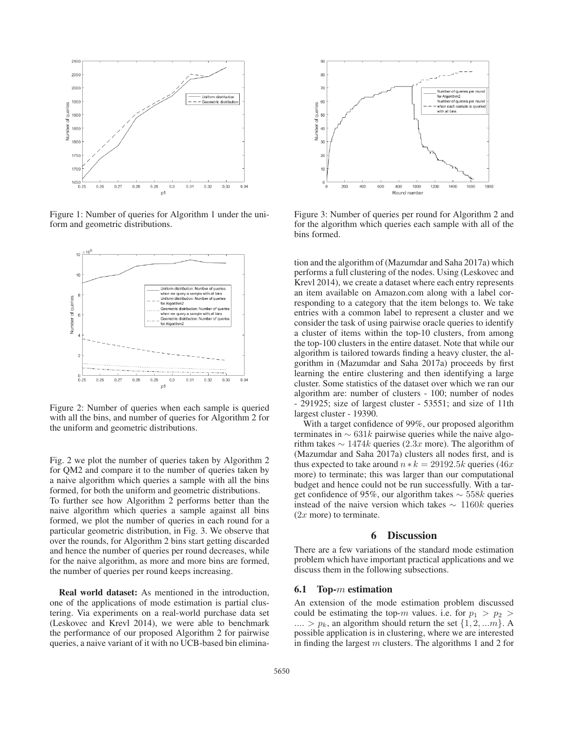Figure 1: Number of queries for Algorithm 1 under the uniform and geometric distributions.

Figure 2: Number of queries when each sample is queried with all the bins, and number of queries for Algorithm 2 for the uniform and geometric distributions.

Fig. 2 we plot the number of queries taken by Algorithm 2 for QM2 and compare it to the number of queries taken by a naive algorithm which queries a sample with all the bins formed, for both the uniform and geometric distributions.
To further see how Algorithm 2 performs better than the naive algorithm which queries a sample against all bins formed, we plot the number of queries in each round for a particular geometric distribution, in Fig. 3. We observe that over the rounds, for Algorithm 2 bins start getting discarded and hence the number of queries per round decreases, while for the naive algorithm, as more and more bins are formed, the number of queries per round keeps increasing.

**Real world dataset:** As mentioned in the introduction, one of the applications of mode estimation is partial clustering. Via experiments on a real-world purchase data set (Leskovec and Krevl 2014), we were able to benchmark the performance of our proposed Algorithm 2 for pairwise queries, a naive variant of it with no UCB-based bin elimination and the algorithm of (Mazumdar and Saha 2017a) which performs a full clustering of the nodes. Using (Leskovec and Krevl 2014), we create a dataset where each entry represents an item available on Amazon.com along with a label corresponding to a category that the item belongs to. We take entries with a common label to represent a cluster and we consider the task of using pairwise oracle queries to identify a cluster of items within the top-10 clusters, from among the top-100 clusters in the entire dataset. Note that while our algorithm is tailored towards finding a heavy cluster, the algorithm in (Mazumdar and Saha 2017a) proceeds by first learning the entire clustering and then identifying a large cluster. Some statistics of the dataset over which we ran our algorithm are: number of clusters - 100; number of nodes - 291925; size of largest cluster - 53551; and size of 11th largest cluster - 19390.

With a target confidence of 99%, our proposed algorithm terminates in $\sim 631k$ pairwise queries while the naive algorithm takes $\sim 1474k$ queries ($2.3x$ more). The algorithm of (Mazumdar and Saha 2017a) clusters all nodes first, and is thus expected to take around $n * k = 29192.5k$ queries ($46x$ more) to terminate; this was larger than our computational budget and hence could not be run successfully. With a target confidence of 95%, our algorithm takes $\sim 558k$ queries instead of the naive version which takes $\sim 1160k$ queries ($2x$ more) to terminate.

Figure 3: Number of queries per round for Algorithm 2 and for the algorithm which queries each sample with all of the bins formed.

## 6 Discussion

There are a few variations of the standard mode estimation problem which have important practical applications and we discuss them in the following subsections.

### 6.1 Top-$m$ estimation

An extension of the mode estimation problem discussed could be estimating the top-$m$ values. i.e. for $p_1 > p_2 > .... > p_k$, an algorithm should return the set $\{1, 2, ...m\}$. A possible application is in clustering, where we are interested in finding the largest $m$ clusters. The algorithms 1 and 2 for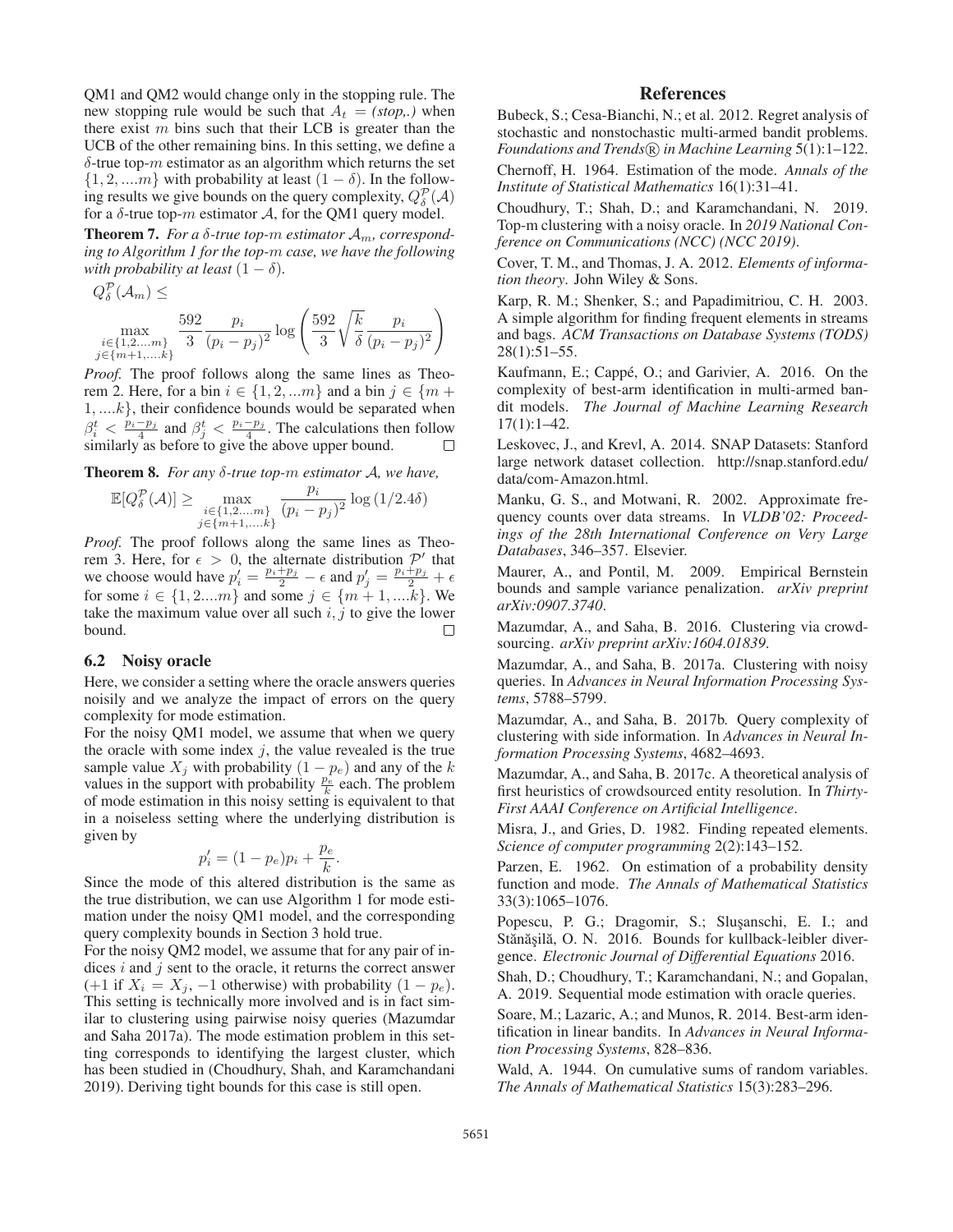QM1 and QM2 would change only in the stopping rule. The new stopping rule would be such that $A_t$ = *(stop,.)* when there exist $m$ bins such that their LCB is greater than the UCB of the other remaining bins. In this setting, we define a $\delta$-true top-$m$ estimator as an algorithm which returns the set $\{1, 2, ....m\}$ with probability at least $(1 - \delta)$. In the following results we give bounds on the query complexity, $Q_\delta^{\mathcal{P}}(\mathcal{A})$ for a $\delta$-true top-$m$ estimator $\mathcal{A}$, for the QM1 query model.

**Theorem 7.** *For a $\delta$-true top-$m$ estimator $\mathcal{A}_m$, corresponding to Algorithm 1 for the top-$m$ case, we have the following with probability at least $(1 - \delta)$.*

$$Q_\delta^{\mathcal{P}}(\mathcal{A}_m) \leq \max_{\substack{i \in \{1,2....m\} \\ j \in \{m+1,....k\}}} \frac{592}{3} \frac{p_i}{(p_i - p_j)^2} \log\left(\frac{592}{3}\sqrt{\frac{k}{\delta}} \frac{p_i}{(p_i - p_j)^2}\right)$$

*Proof.* The proof follows along the same lines as Theorem 2. Here, for a bin $i \in \{1, 2, ...m\}$ and a bin $j \in \{m + 1, ....k\}$, their confidence bounds would be separated when $\beta_i^t < \frac{p_i - p_j}{4}$ and $\beta_j^t < \frac{p_i - p_j}{4}$. The calculations then follow similarly as before to give the above upper bound. ∎

**Theorem 8.** *For any $\delta$-true top-$m$ estimator $\mathcal{A}$, we have,*

$$\mathbb{E}[Q_\delta^{\mathcal{P}}(\mathcal{A})] \geq \max_{\substack{i \in \{1,2....m\} \\ j \in \{m+1,....k\}}} \frac{p_i}{(p_i - p_j)^2} \log(1/2.4\delta)$$

*Proof.* The proof follows along the same lines as Theorem 3. Here, for $\epsilon > 0$, the alternate distribution $\mathcal{P}'$ that we choose would have $p_i' = \frac{p_i + p_j}{2} - \epsilon$ and $p_j' = \frac{p_i + p_j}{2} + \epsilon$ for some $i \in \{1, 2....m\}$ and some $j \in \{m + 1, ....k\}$. We take the maximum value over all such $i, j$ to give the lower bound. ∎

### 6.2 Noisy oracle

Here, we consider a setting where the oracle answers queries noisily and we analyze the impact of errors on the query complexity for mode estimation.

For the noisy QM1 model, we assume that when we query the oracle with some index $j$, the value revealed is the true sample value $X_j$ with probability $(1 - p_e)$ and any of the $k$ values in the support with probability $\frac{p_e}{k}$ each. The problem of mode estimation in this noisy setting is equivalent to that in a noiseless setting where the underlying distribution is given by

$$p_i' = (1 - p_e)p_i + \frac{p_e}{k}.$$

Since the mode of this altered distribution is the same as the true distribution, we can use Algorithm 1 for mode estimation under the noisy QM1 model, and the corresponding query complexity bounds in Section 3 hold true.

For the noisy QM2 model, we assume that for any pair of indices $i$ and $j$ sent to the oracle, it returns the correct answer (+1 if $X_i = X_j$, −1 otherwise) with probability $(1 - p_e)$. This setting is technically more involved and is in fact similar to clustering using pairwise noisy queries (Mazumdar and Saha 2017a). The mode estimation problem in this setting corresponds to identifying the largest cluster, which has been studied in (Choudhury, Shah, and Karamchandani 2019). Deriving tight bounds for this case is still open.

## References

Bubeck, S.; Cesa-Bianchi, N.; et al. 2012. Regret analysis of stochastic and nonstochastic multi-armed bandit problems. *Foundations and Trends® in Machine Learning* 5(1):1–122.

Chernoff, H. 1964. Estimation of the mode. *Annals of the Institute of Statistical Mathematics* 16(1):31–41.

Choudhury, T.; Shah, D.; and Karamchandani, N. 2019. Top-m clustering with a noisy oracle. In *2019 National Conference on Communications (NCC) (NCC 2019)*.

Cover, T. M., and Thomas, J. A. 2012. *Elements of information theory*. John Wiley & Sons.

Karp, R. M.; Shenker, S.; and Papadimitriou, C. H. 2003. A simple algorithm for finding frequent elements in streams and bags. *ACM Transactions on Database Systems (TODS)* 28(1):51–55.

Kaufmann, E.; Cappé, O.; and Garivier, A. 2016. On the complexity of best-arm identification in multi-armed bandit models. *The Journal of Machine Learning Research* 17(1):1–42.

Leskovec, J., and Krevl, A. 2014. SNAP Datasets: Stanford large network dataset collection. http://snap.stanford.edu/data/com-Amazon.html.

Manku, G. S., and Motwani, R. 2002. Approximate frequency counts over data streams. In *VLDB'02: Proceedings of the 28th International Conference on Very Large Databases*, 346–357. Elsevier.

Maurer, A., and Pontil, M. 2009. Empirical Bernstein bounds and sample variance penalization. *arXiv preprint arXiv:0907.3740*.

Mazumdar, A., and Saha, B. 2016. Clustering via crowdsourcing. *arXiv preprint arXiv:1604.01839*.

Mazumdar, A., and Saha, B. 2017a. Clustering with noisy queries. In *Advances in Neural Information Processing Systems*, 5788–5799.

Mazumdar, A., and Saha, B. 2017b. Query complexity of clustering with side information. In *Advances in Neural Information Processing Systems*, 4682–4693.

Mazumdar, A., and Saha, B. 2017c. A theoretical analysis of first heuristics of crowdsourced entity resolution. In *Thirty-First AAAI Conference on Artificial Intelligence*.

Misra, J., and Gries, D. 1982. Finding repeated elements. *Science of computer programming* 2(2):143–152.

Parzen, E. 1962. On estimation of a probability density function and mode. *The Annals of Mathematical Statistics* 33(3):1065–1076.

Popescu, P. G.; Dragomir, S.; Sluşanschi, E. I.; and Stănăşilă, O. N. 2016. Bounds for kullback-leibler divergence. *Electronic Journal of Differential Equations* 2016.

Shah, D.; Choudhury, T.; Karamchandani, N.; and Gopalan, A. 2019. Sequential mode estimation with oracle queries.

Soare, M.; Lazaric, A.; and Munos, R. 2014. Best-arm identification in linear bandits. In *Advances in Neural Information Processing Systems*, 828–836.

Wald, A. 1944. On cumulative sums of random variables. *The Annals of Mathematical Statistics* 15(3):283–296.